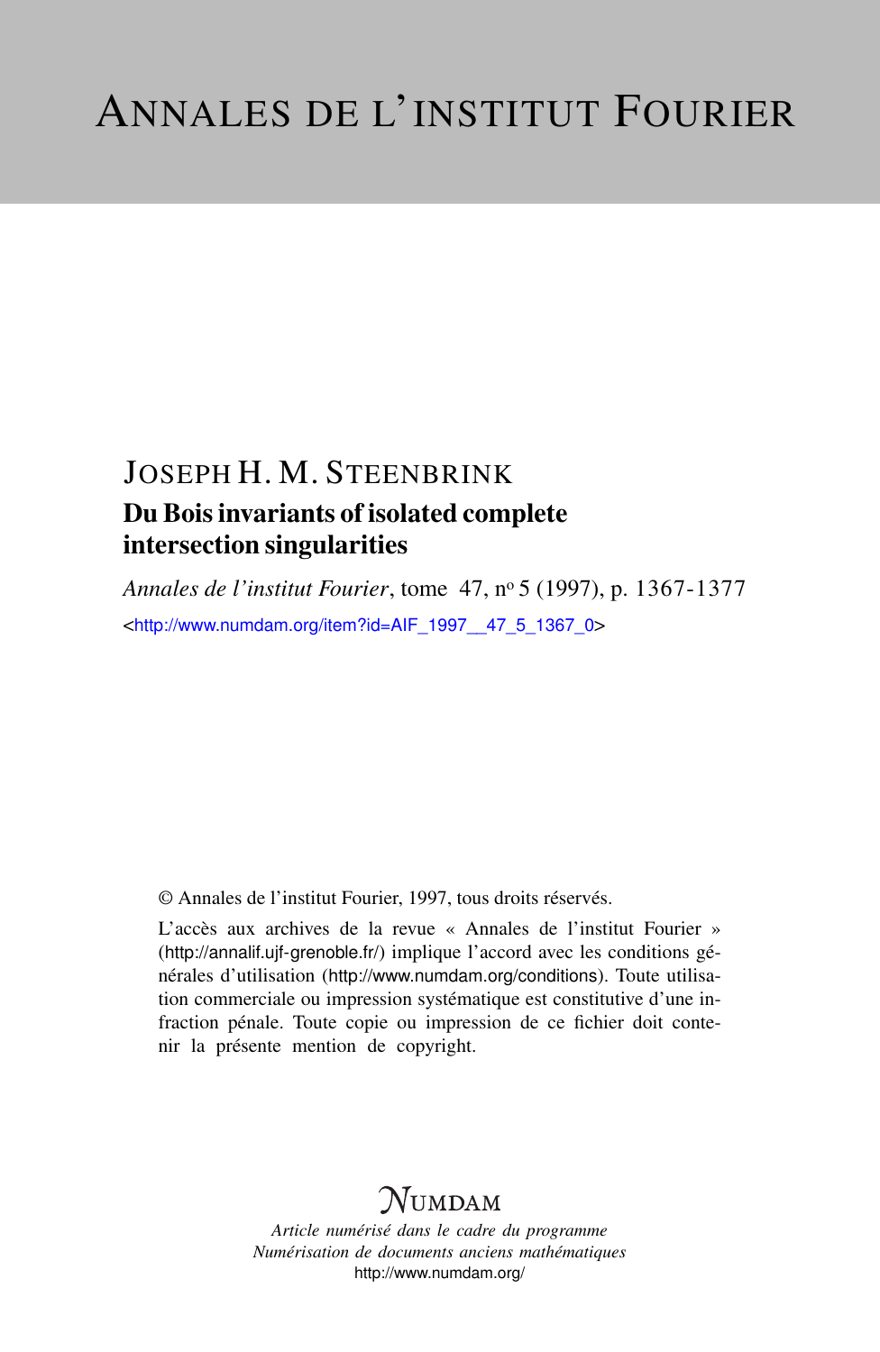# ANNALES DE L'INSTITUT FOURIER

JOSEPH H. M. STEENBRINK

## Du Bois invariants of isolated complete intersection singularities

*Annales de l'institut Fourier*, tome 47, n° 5 (1997), p. 1367-1377

<http://www.numdam.org/item?id=AIF_1997__47_5_1367_0>

© Annales de l'institut Fourier, 1997, tous droits réservés.

L'accès aux archives de la revue « Annales de l'institut Fourier » (http://annalif.ujf-grenoble.fr/) implique l'accord avec les conditions générales d'utilisation (http://www.numdam.org/conditions). Toute utilisation commerciale ou impression systématique est constitutive d'une infraction pénale. Toute copie ou impression de ce fichier doit contenir la présente mention de copyright.

NUMDAM

*Article numérisé dans le cadre du programme*
*Numérisation de documents anciens mathématiques*
http://www.numdam.org/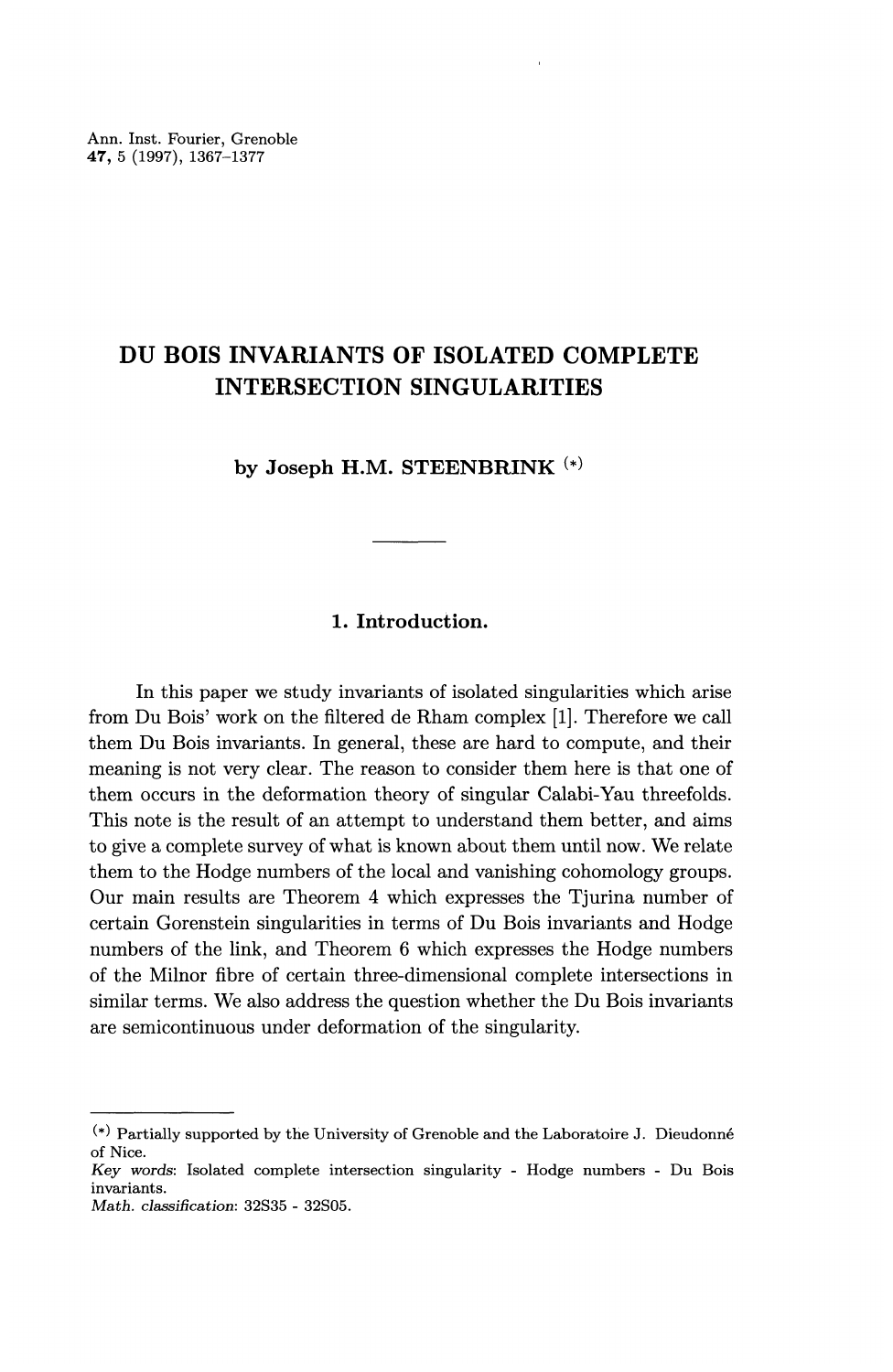# DU BOIS INVARIANTS OF ISOLATED COMPLETE INTERSECTION SINGULARITIES

by **Joseph H.M. STEENBRINK** (*)

## 1. Introduction.

In this paper we study invariants of isolated singularities which arise from Du Bois' work on the filtered de Rham complex [1]. Therefore we call them Du Bois invariants. In general, these are hard to compute, and their meaning is not very clear. The reason to consider them here is that one of them occurs in the deformation theory of singular Calabi-Yau threefolds. This note is the result of an attempt to understand them better, and aims to give a complete survey of what is known about them until now. We relate them to the Hodge numbers of the local and vanishing cohomology groups. Our main results are Theorem 4 which expresses the Tjurina number of certain Gorenstein singularities in terms of Du Bois invariants and Hodge numbers of the link, and Theorem 6 which expresses the Hodge numbers of the Milnor fibre of certain three-dimensional complete intersections in similar terms. We also address the question whether the Du Bois invariants are semicontinuous under deformation of the singularity.

---

(*) Partially supported by the University of Grenoble and the Laboratoire J. Dieudonné of Nice.

*Key words*: Isolated complete intersection singularity - Hodge numbers - Du Bois invariants.

*Math. classification*: 32S35 - 32S05.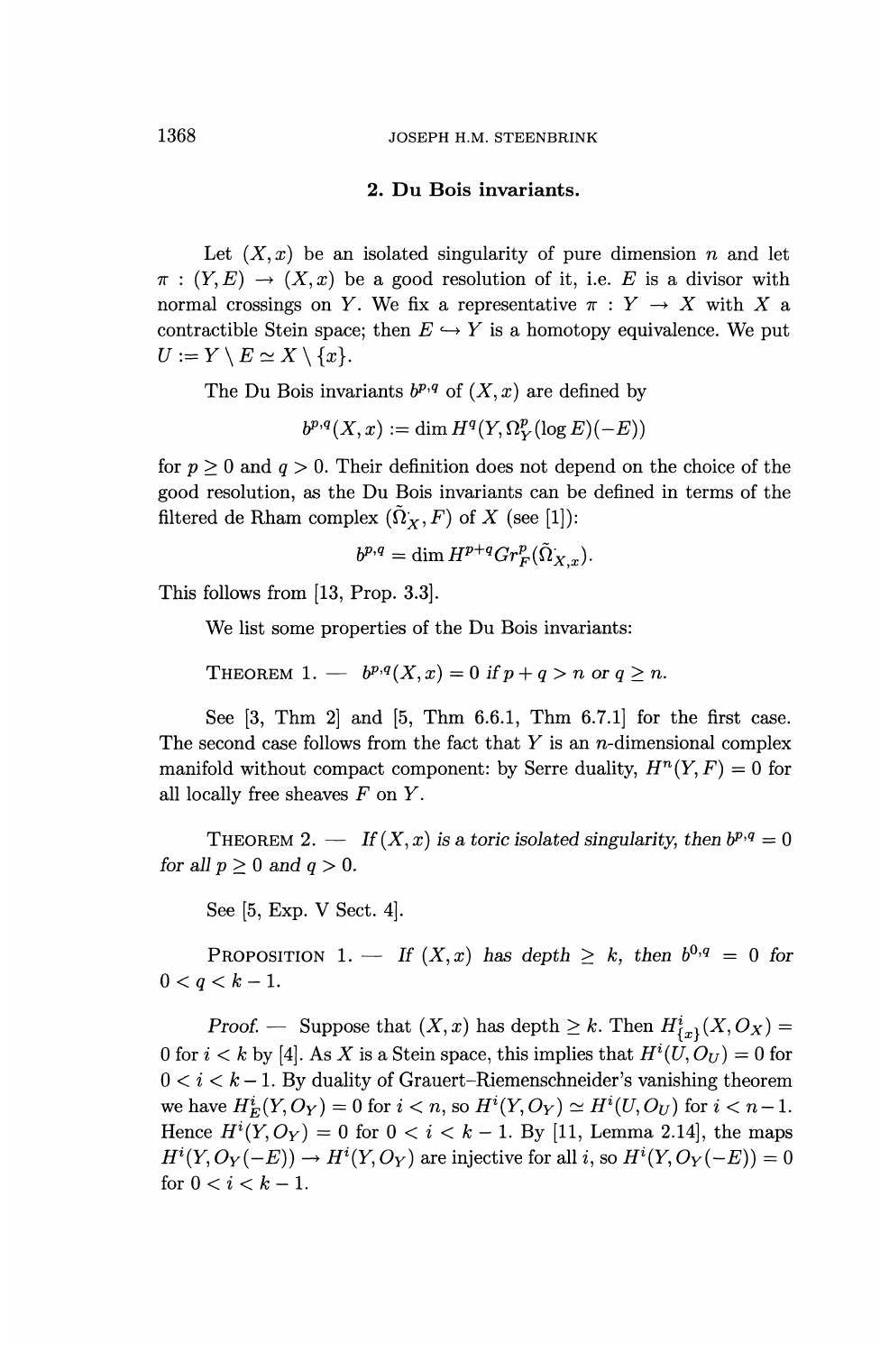## 2. Du Bois invariants.

Let $(X, x)$ be an isolated singularity of pure dimension $n$ and let $\pi : (Y, E) \to (X, x)$ be a good resolution of it, i.e. $E$ is a divisor with normal crossings on $Y$. We fix a representative $\pi : Y \to X$ with $X$ a contractible Stein space; then $E \hookrightarrow Y$ is a homotopy equivalence. We put $U := Y \setminus E \simeq X \setminus \{x\}$.

The Du Bois invariants $b^{p,q}$ of $(X, x)$ are defined by

$$b^{p,q}(X, x) := \dim H^q(Y, \Omega_Y^p(\log E)(-E))$$

for $p \geq 0$ and $q > 0$. Their definition does not depend on the choice of the good resolution, as the Du Bois invariants can be defined in terms of the filtered de Rham complex $(\tilde{\Omega}^{\cdot}_X, F)$ of $X$ (see [1]):

$$b^{p,q} = \dim H^{p+q} Gr_F^p(\tilde{\Omega}^{\cdot}_{X,x}).$$

This follows from [13, Prop. 3.3].

We list some properties of the Du Bois invariants:

THEOREM 1. — *$b^{p,q}(X, x) = 0$ if $p + q > n$ or $q \geq n$.*

See [3, Thm 2] and [5, Thm 6.6.1, Thm 6.7.1] for the first case. The second case follows from the fact that $Y$ is an $n$-dimensional complex manifold without compact component: by Serre duality, $H^n(Y, F) = 0$ for all locally free sheaves $F$ on $Y$.

THEOREM 2. — *If $(X, x)$ is a toric isolated singularity, then $b^{p,q} = 0$ for all $p \geq 0$ and $q > 0$.*

See [5, Exp. V Sect. 4].

PROPOSITION 1. — *If $(X, x)$ has depth $\geq k$, then $b^{0,q} = 0$ for $0 < q < k - 1$.*

*Proof.* — Suppose that $(X, x)$ has depth $\geq k$. Then $H^i_{\{x\}}(X, O_X) = 0$ for $i < k$ by [4]. As $X$ is a Stein space, this implies that $H^i(U, O_U) = 0$ for $0 < i < k - 1$. By duality of Grauert–Riemenschneider's vanishing theorem we have $H^i_E(Y, O_Y) = 0$ for $i < n$, so $H^i(Y, O_Y) \simeq H^i(U, O_U)$ for $i < n - 1$. Hence $H^i(Y, O_Y) = 0$ for $0 < i < k - 1$. By [11, Lemma 2.14], the maps $H^i(Y, O_Y(-E)) \to H^i(Y, O_Y)$ are injective for all $i$, so $H^i(Y, O_Y(-E)) = 0$ for $0 < i < k - 1$.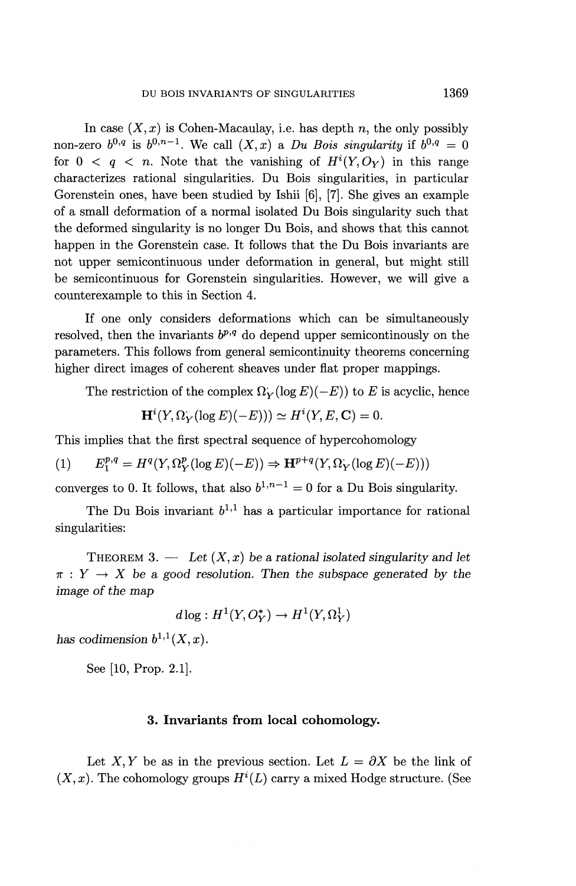In case $(X,x)$ is Cohen-Macaulay, i.e. has depth $n$, the only possibly non-zero $b^{0,q}$ is $b^{0,n-1}$. We call $(X,x)$ a *Du Bois singularity* if $b^{0,q} = 0$ for $0 < q < n$. Note that the vanishing of $H^i(Y, \mathcal{O}_Y)$ in this range characterizes rational singularities. Du Bois singularities, in particular Gorenstein ones, have been studied by Ishii [6], [7]. She gives an example of a small deformation of a normal isolated Du Bois singularity such that the deformed singularity is no longer Du Bois, and shows that this cannot happen in the Gorenstein case. It follows that the Du Bois invariants are not upper semicontinuous under deformation in general, but might still be semicontinuous for Gorenstein singularities. However, we will give a counterexample to this in Section 4.

If one only considers deformations which can be simultaneously resolved, then the invariants $b^{p,q}$ do depend upper semicontinously on the parameters. This follows from general semicontinuity theorems concerning higher direct images of coherent sheaves under flat proper mappings.

The restriction of the complex $\Omega^{\cdot}_Y(\log E)(-E))$ to $E$ is acyclic, hence

$$\mathbf{H}^i(Y, \Omega^{\cdot}_Y(\log E)(-E))) \simeq H^i(Y, E, \mathbf{C}) = 0.$$

This implies that the first spectral sequence of hypercohomology

$$(1) \qquad E_1^{p,q} = H^q(Y, \Omega^p_Y(\log E)(-E)) \Rightarrow \mathbf{H}^{p+q}(Y, \Omega^{\cdot}_Y(\log E)(-E)))$$

converges to 0. It follows, that also $b^{1,n-1} = 0$ for a Du Bois singularity.

The Du Bois invariant $b^{1,1}$ has a particular importance for rational singularities:

THEOREM 3. — *Let $(X,x)$ be a rational isolated singularity and let $\pi : Y \to X$ be a good resolution. Then the subspace generated by the image of the map*

$$d\log : H^1(Y, \mathcal{O}^*_Y) \to H^1(Y, \Omega^1_Y)$$

*has codimension $b^{1,1}(X,x)$.*

See [10, Prop. 2.1].

## 3. Invariants from local cohomology.

Let $X, Y$ be as in the previous section. Let $L = \partial X$ be the link of $(X,x)$. The cohomology groups $H^i(L)$ carry a mixed Hodge structure. (See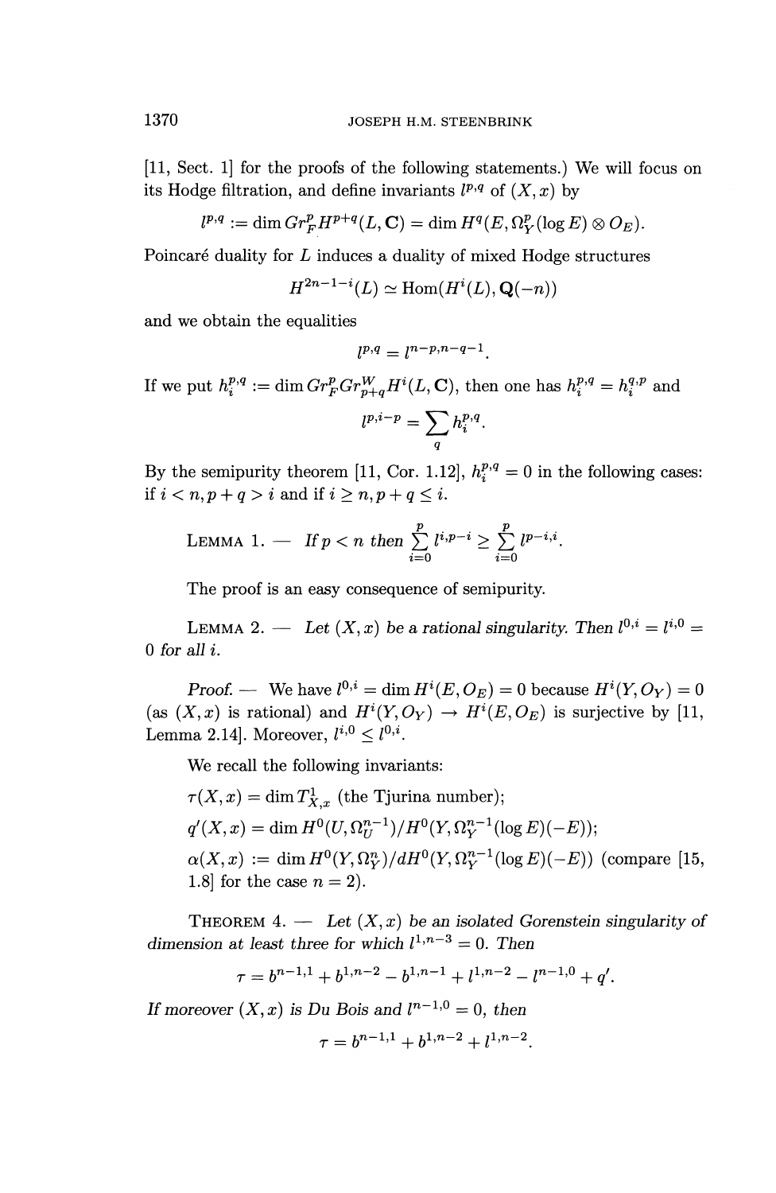[11, Sect. 1] for the proofs of the following statements.) We will focus on its Hodge filtration, and define invariants $l^{p,q}$ of $(X,x)$ by

$$l^{p,q} := \dim Gr_F^p H^{p+q}(L,\mathbf{C}) = \dim H^q(E, \Omega_Y^p(\log E) \otimes O_E).$$

Poincaré duality for $L$ induces a duality of mixed Hodge structures

$$H^{2n-1-i}(L) \simeq \mathrm{Hom}(H^i(L), \mathbf{Q}(-n))$$

and we obtain the equalities

$$l^{p,q} = l^{n-p,n-q-1}.$$

If we put $h_i^{p,q} := \dim Gr_F^p Gr_{p+q}^W H^i(L,\mathbf{C})$, then one has $h_i^{p,q} = h_i^{q,p}$ and

$$l^{p,i-p} = \sum_q h_i^{p,q}.$$

By the semipurity theorem [11, Cor. 1.12], $h_i^{p,q} = 0$ in the following cases: if $i < n, p+q > i$ and if $i \geq n, p+q \leq i$.

Lemma 1. — *If $p < n$ then $\sum_{i=0}^{p} l^{i,p-i} \geq \sum_{i=0}^{p} l^{p-i,i}$.*

The proof is an easy consequence of semipurity.

Lemma 2. — *Let $(X,x)$ be a rational singularity. Then $l^{0,i} = l^{i,0} = 0$ for all $i$.*

*Proof.* — We have $l^{0,i} = \dim H^i(E, O_E) = 0$ because $H^i(Y, O_Y) = 0$ (as $(X,x)$ is rational) and $H^i(Y,O_Y) \to H^i(E,O_E)$ is surjective by [11, Lemma 2.14]. Moreover, $l^{i,0} \leq l^{0,i}$.

We recall the following invariants:

$\tau(X,x) = \dim T^1_{X,x}$ (the Tjurina number);

$q'(X,x) = \dim H^0(U, \Omega_U^{n-1})/H^0(Y, \Omega_Y^{n-1}(\log E)(-E))$;

$\alpha(X,x) := \dim H^0(Y, \Omega_Y^n)/dH^0(Y, \Omega_Y^{n-1}(\log E)(-E))$ (compare [15, 1.8] for the case $n = 2$).

Theorem 4. — *Let $(X,x)$ be an isolated Gorenstein singularity of dimension at least three for which $l^{1,n-3} = 0$. Then*

$$\tau = b^{n-1,1} + b^{1,n-2} - b^{1,n-1} + l^{1,n-2} - l^{n-1,0} + q'.$$

*If moreover $(X,x)$ is Du Bois and $l^{n-1,0} = 0$, then*

$$\tau = b^{n-1,1} + b^{1,n-2} + l^{1,n-2}.$$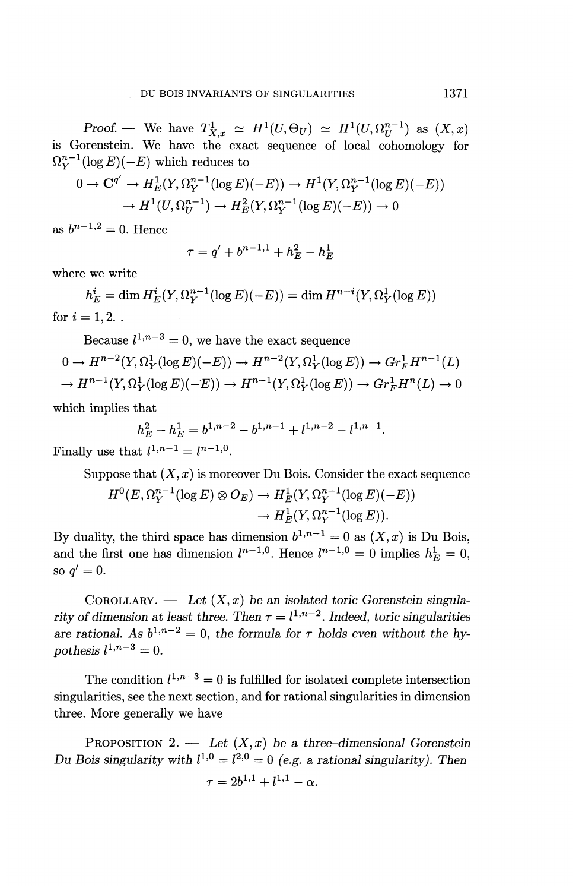*Proof.* — We have $T^1_{X,x} \simeq H^1(U, \Theta_U) \simeq H^1(U, \Omega^{n-1}_U)$ as $(X,x)$ is Gorenstein. We have the exact sequence of local cohomology for $\Omega^{n-1}_Y(\log E)(-E)$ which reduces to

$$0 \to \mathbf{C}^{q'} \to H^1_E(Y, \Omega^{n-1}_Y(\log E)(-E)) \to H^1(Y, \Omega^{n-1}_Y(\log E)(-E))$$
$$\to H^1(U, \Omega^{n-1}_U) \to H^2_E(Y, \Omega^{n-1}_Y(\log E)(-E)) \to 0$$

as $b^{n-1,2} = 0$. Hence

$$\tau = q' + b^{n-1,1} + h^2_E - h^1_E$$

where we write

$$h^i_E = \dim H^i_E(Y, \Omega^{n-1}_Y(\log E)(-E)) = \dim H^{n-i}(Y, \Omega^1_Y(\log E))$$

for $i = 1, 2$. .

Because $l^{1,n-3} = 0$, we have the exact sequence

$$0 \to H^{n-2}(Y, \Omega^1_Y(\log E)(-E)) \to H^{n-2}(Y, \Omega^1_Y(\log E)) \to Gr^1_F H^{n-1}(L)$$
$$\to H^{n-1}(Y, \Omega^1_Y(\log E)(-E)) \to H^{n-1}(Y, \Omega^1_Y(\log E)) \to Gr^1_F H^n(L) \to 0$$

which implies that

$$h^2_E - h^1_E = b^{1,n-2} - b^{1,n-1} + l^{1,n-2} - l^{1,n-1}.$$

Finally use that $l^{1,n-1} = l^{n-1,0}$.

Suppose that $(X,x)$ is moreover Du Bois. Consider the exact sequence

$$H^0(E, \Omega^{n-1}_Y(\log E) \otimes O_E) \to H^1_E(Y, \Omega^{n-1}_Y(\log E)(-E))$$
$$\to H^1_E(Y, \Omega^{n-1}_Y(\log E)).$$

By duality, the third space has dimension $b^{1,n-1} = 0$ as $(X,x)$ is Du Bois, and the first one has dimension $l^{n-1,0}$. Hence $l^{n-1,0} = 0$ implies $h^1_E = 0$, so $q' = 0$.

COROLLARY. — *Let $(X,x)$ be an isolated toric Gorenstein singularity of dimension at least three. Then $\tau = l^{1,n-2}$. Indeed, toric singularities are rational. As $b^{1,n-2} = 0$, the formula for $\tau$ holds even without the hypothesis $l^{1,n-3} = 0$.*

The condition $l^{1,n-3} = 0$ is fulfilled for isolated complete intersection singularities, see the next section, and for rational singularities in dimension three. More generally we have

PROPOSITION 2. — *Let $(X,x)$ be a three–dimensional Gorenstein Du Bois singularity with $l^{1,0} = l^{2,0} = 0$ (e.g. a rational singularity). Then*

$$\tau = 2b^{1,1} + l^{1,1} - \alpha.$$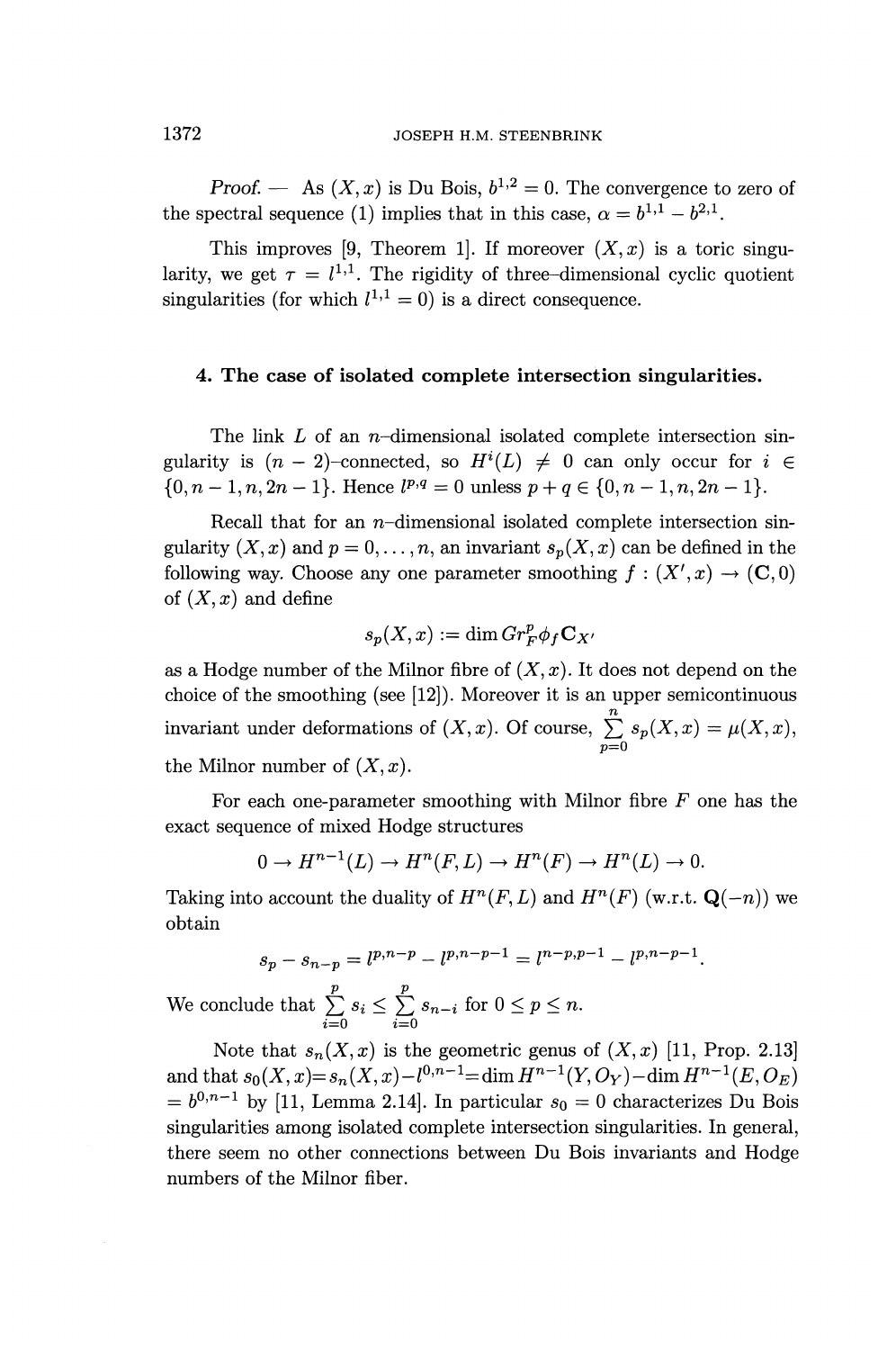*Proof.* — As $(X, x)$ is Du Bois, $b^{1,2} = 0$. The convergence to zero of the spectral sequence (1) implies that in this case, $\alpha = b^{1,1} - b^{2,1}$.

This improves [9, Theorem 1]. If moreover $(X, x)$ is a toric singularity, we get $\tau = l^{1,1}$. The rigidity of three–dimensional cyclic quotient singularities (for which $l^{1,1} = 0$) is a direct consequence.

## 4. The case of isolated complete intersection singularities.

The link $L$ of an $n$–dimensional isolated complete intersection singularity is $(n-2)$–connected, so $H^i(L) \neq 0$ can only occur for $i \in \{0, n-1, n, 2n-1\}$. Hence $l^{p,q} = 0$ unless $p + q \in \{0, n-1, n, 2n-1\}$.

Recall that for an $n$-dimensional isolated complete intersection singularity $(X, x)$ and $p = 0, \ldots, n$, an invariant $s_p(X, x)$ can be defined in the following way. Choose any one parameter smoothing $f : (X', x) \to (\mathbf{C}, 0)$ of $(X, x)$ and define

$$s_p(X, x) := \dim Gr_F^p \phi_f \mathbf{C}_{X'}$$

as a Hodge number of the Milnor fibre of $(X, x)$. It does not depend on the choice of the smoothing (see [12]). Moreover it is an upper semicontinuous invariant under deformations of $(X, x)$. Of course, $\sum_{p=0}^{n} s_p(X, x) = \mu(X, x)$, the Milnor number of $(X, x)$.

For each one-parameter smoothing with Milnor fibre $F$ one has the exact sequence of mixed Hodge structures

$$0 \to H^{n-1}(L) \to H^n(F, L) \to H^n(F) \to H^n(L) \to 0.$$

Taking into account the duality of $H^n(F, L)$ and $H^n(F)$ (w.r.t. $\mathbf{Q}(-n)$) we obtain

$$s_p - s_{n-p} = l^{p,n-p} - l^{p,n-p-1} = l^{n-p,p-1} - l^{p,n-p-1}.$$

We conclude that $\sum_{i=0}^{p} s_i \leq \sum_{i=0}^{p} s_{n-i}$ for $0 \leq p \leq n$.

Note that $s_n(X, x)$ is the geometric genus of $(X, x)$ [11, Prop. 2.13] and that $s_0(X, x) = s_n(X, x) - l^{0,n-1} = \dim H^{n-1}(Y, O_Y) - \dim H^{n-1}(E, O_E) = b^{0,n-1}$ by [11, Lemma 2.14]. In particular $s_0 = 0$ characterizes Du Bois singularities among isolated complete intersection singularities. In general, there seem no other connections between Du Bois invariants and Hodge numbers of the Milnor fiber.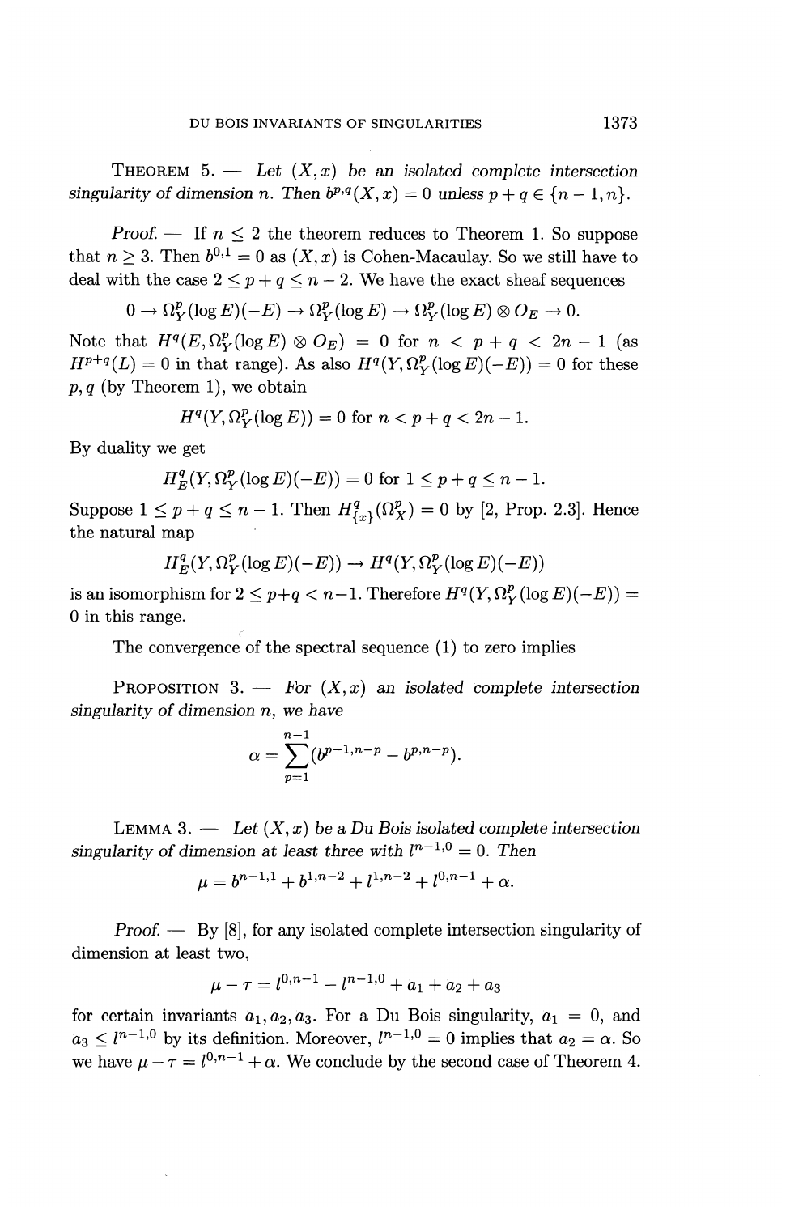THEOREM 5. — *Let $(X, x)$ be an isolated complete intersection singularity of dimension $n$. Then $b^{p,q}(X, x) = 0$ unless $p + q \in \{n-1, n\}$.*

*Proof.* — If $n \leq 2$ the theorem reduces to Theorem 1. So suppose that $n \geq 3$. Then $b^{0,1} = 0$ as $(X, x)$ is Cohen-Macaulay. So we still have to deal with the case $2 \leq p + q \leq n - 2$. We have the exact sheaf sequences

$$0 \to \Omega^p_Y(\log E)(-E) \to \Omega^p_Y(\log E) \to \Omega^p_Y(\log E) \otimes O_E \to 0.$$

Note that $H^q(E, \Omega^p_Y(\log E) \otimes O_E) = 0$ for $n < p + q < 2n - 1$ (as $H^{p+q}(L) = 0$ in that range). As also $H^q(Y, \Omega^p_Y(\log E)(-E)) = 0$ for these $p, q$ (by Theorem 1), we obtain

$$H^q(Y, \Omega^p_Y(\log E)) = 0 \text{ for } n < p + q < 2n - 1.$$

By duality we get

$$H^q_E(Y, \Omega^p_Y(\log E)(-E)) = 0 \text{ for } 1 \leq p + q \leq n - 1.$$

Suppose $1 \leq p + q \leq n - 1$. Then $H^q_{\{x\}}(\Omega^p_X) = 0$ by [2, Prop. 2.3]. Hence the natural map

$$H^q_E(Y, \Omega^p_Y(\log E)(-E)) \to H^q(Y, \Omega^p_Y(\log E)(-E))$$

is an isomorphism for $2 \leq p+q < n-1$. Therefore $H^q(Y, \Omega^p_Y(\log E)(-E)) = 0$ in this range.

The convergence of the spectral sequence (1) to zero implies

PROPOSITION 3. — *For $(X, x)$ an isolated complete intersection singularity of dimension $n$, we have*

$$\alpha = \sum_{p=1}^{n-1} (b^{p-1,n-p} - b^{p,n-p}).$$

LEMMA 3. — *Let $(X, x)$ be a Du Bois isolated complete intersection singularity of dimension at least three with $l^{n-1,0} = 0$. Then*

$$\mu = b^{n-1,1} + b^{1,n-2} + l^{1,n-2} + l^{0,n-1} + \alpha.$$

*Proof.* — By [8], for any isolated complete intersection singularity of dimension at least two,

$$\mu - \tau = l^{0,n-1} - l^{n-1,0} + a_1 + a_2 + a_3$$

for certain invariants $a_1, a_2, a_3$. For a Du Bois singularity, $a_1 = 0$, and $a_3 \leq l^{n-1,0}$ by its definition. Moreover, $l^{n-1,0} = 0$ implies that $a_2 = \alpha$. So we have $\mu - \tau = l^{0,n-1} + \alpha$. We conclude by the second case of Theorem 4.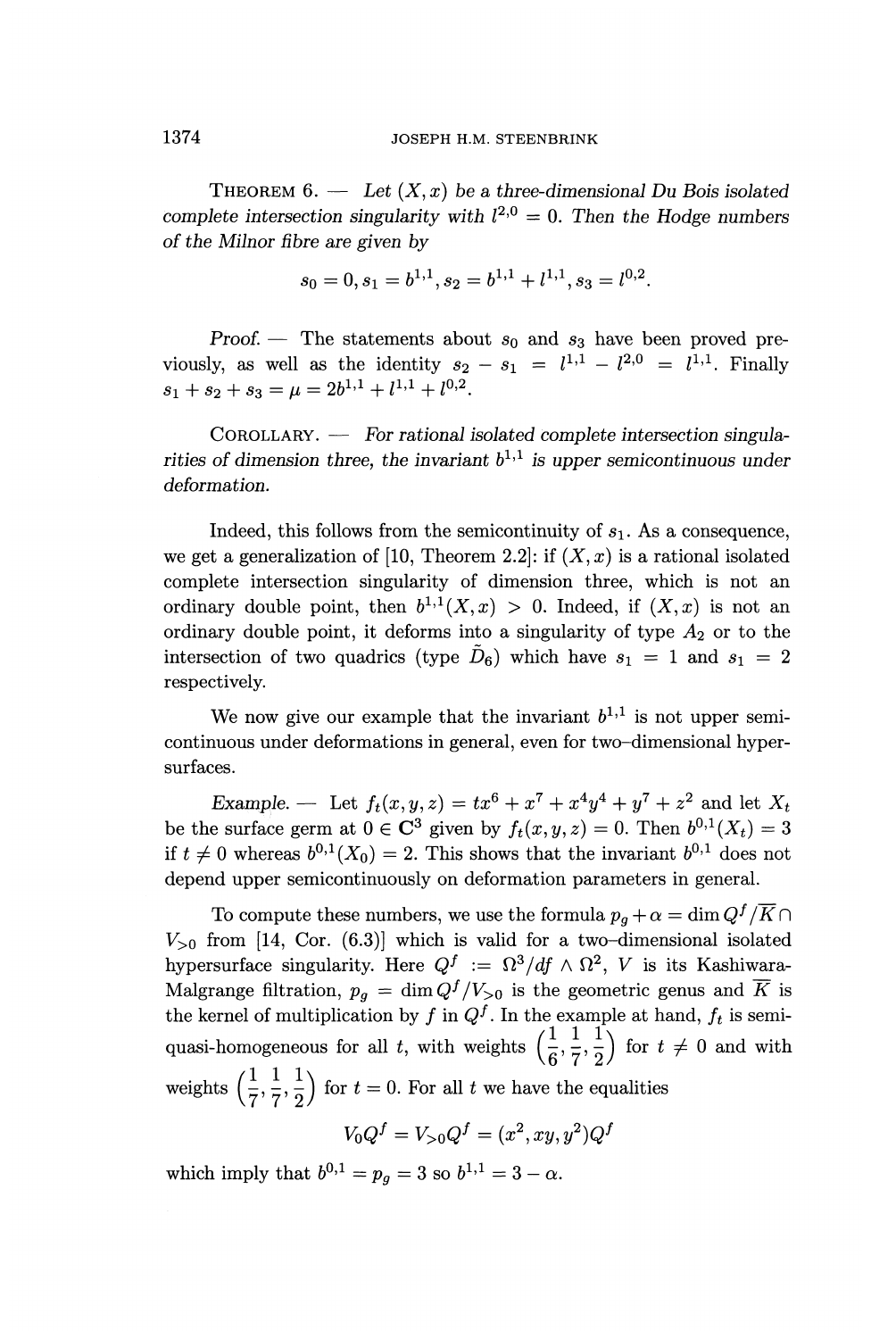THEOREM 6. — *Let $(X, x)$ be a three-dimensional Du Bois isolated complete intersection singularity with $l^{2,0} = 0$. Then the Hodge numbers of the Milnor fibre are given by*

$$s_0 = 0, s_1 = b^{1,1}, s_2 = b^{1,1} + l^{1,1}, s_3 = l^{0,2}.$$

*Proof.* — The statements about $s_0$ and $s_3$ have been proved previously, as well as the identity $s_2 - s_1 = l^{1,1} - l^{2,0} = l^{1,1}$. Finally $s_1 + s_2 + s_3 = \mu = 2b^{1,1} + l^{1,1} + l^{0,2}$.

COROLLARY. — *For rational isolated complete intersection singularities of dimension three, the invariant $b^{1,1}$ is upper semicontinuous under deformation.*

Indeed, this follows from the semicontinuity of $s_1$. As a consequence, we get a generalization of [10, Theorem 2.2]: if $(X, x)$ is a rational isolated complete intersection singularity of dimension three, which is not an ordinary double point, then $b^{1,1}(X, x) > 0$. Indeed, if $(X, x)$ is not an ordinary double point, it deforms into a singularity of type $A_2$ or to the intersection of two quadrics (type $\tilde{D}_6$) which have $s_1 = 1$ and $s_1 = 2$ respectively.

We now give our example that the invariant $b^{1,1}$ is not upper semicontinuous under deformations in general, even for two-dimensional hypersurfaces.

*Example.* — Let $f_t(x, y, z) = tx^6 + x^7 + x^4y^4 + y^7 + z^2$ and let $X_t$ be the surface germ at $0 \in \mathbf{C}^3$ given by $f_t(x, y, z) = 0$. Then $b^{0,1}(X_t) = 3$ if $t \neq 0$ whereas $b^{0,1}(X_0) = 2$. This shows that the invariant $b^{0,1}$ does not depend upper semicontinuously on deformation parameters in general.

To compute these numbers, we use the formula $p_g + \alpha = \dim Q^f / \overline{K} \cap V_{>0}$ from [14, Cor. (6.3)] which is valid for a two-dimensional isolated hypersurface singularity. Here $Q^f := \Omega^3 / df \wedge \Omega^2$, $V$ is its Kashiwara-Malgrange filtration, $p_g = \dim Q^f / V_{>0}$ is the geometric genus and $\overline{K}$ is the kernel of multiplication by $f$ in $Q^f$. In the example at hand, $f_t$ is semi-quasi-homogeneous for all $t$, with weights $\left(\frac{1}{6}, \frac{1}{7}, \frac{1}{2}\right)$ for $t \neq 0$ and with weights $\left(\frac{1}{7}, \frac{1}{7}, \frac{1}{2}\right)$ for $t = 0$. For all $t$ we have the equalities

$$V_0 Q^f = V_{>0} Q^f = (x^2, xy, y^2) Q^f$$

which imply that $b^{0,1} = p_g = 3$ so $b^{1,1} = 3 - \alpha$.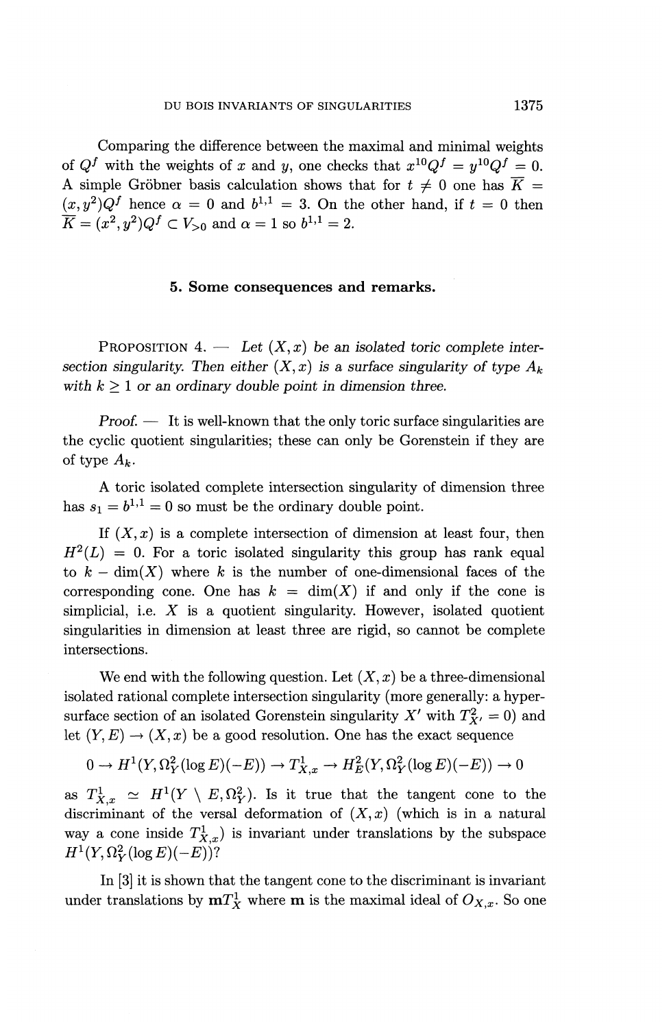Comparing the difference between the maximal and minimal weights of $Q^f$ with the weights of $x$ and $y$, one checks that $x^{10}Q^f = y^{10}Q^f = 0$. A simple Gröbner basis calculation shows that for $t \neq 0$ one has $\overline{K} = (x, y^2)Q^f$ hence $\alpha = 0$ and $b^{1,1} = 3$. On the other hand, if $t = 0$ then $\overline{K} = (x^2, y^2)Q^f \subset V_{>0}$ and $\alpha = 1$ so $b^{1,1} = 2$.

## 5. Some consequences and remarks.

PROPOSITION 4. — *Let $(X, x)$ be an isolated toric complete intersection singularity. Then either $(X, x)$ is a surface singularity of type $A_k$ with $k \geq 1$ or an ordinary double point in dimension three.*

*Proof.* — It is well-known that the only toric surface singularities are the cyclic quotient singularities; these can only be Gorenstein if they are of type $A_k$.

A toric isolated complete intersection singularity of dimension three has $s_1 = b^{1,1} = 0$ so must be the ordinary double point.

If $(X, x)$ is a complete intersection of dimension at least four, then $H^2(L) = 0$. For a toric isolated singularity this group has rank equal to $k - \dim(X)$ where $k$ is the number of one-dimensional faces of the corresponding cone. One has $k = \dim(X)$ if and only if the cone is simplicial, i.e. $X$ is a quotient singularity. However, isolated quotient singularities in dimension at least three are rigid, so cannot be complete intersections.

We end with the following question. Let $(X, x)$ be a three-dimensional isolated rational complete intersection singularity (more generally: a hypersurface section of an isolated Gorenstein singularity $X'$ with $T^2_{X'} = 0$) and let $(Y, E) \to (X, x)$ be a good resolution. One has the exact sequence

$$0 \to H^1(Y, \Omega^2_Y(\log E)(-E)) \to T^1_{X,x} \to H^2_E(Y, \Omega^2_Y(\log E)(-E)) \to 0$$

as $T^1_{X,x} \simeq H^1(Y \setminus E, \Omega^2_Y)$. Is it true that the tangent cone to the discriminant of the versal deformation of $(X, x)$ (which is in a natural way a cone inside $T^1_{X,x}$) is invariant under translations by the subspace $H^1(Y, \Omega^2_Y(\log E)(-E))$?

In [3] it is shown that the tangent cone to the discriminant is invariant under translations by $\mathbf{m}T^1_X$ where $\mathbf{m}$ is the maximal ideal of $O_{X,x}$. So one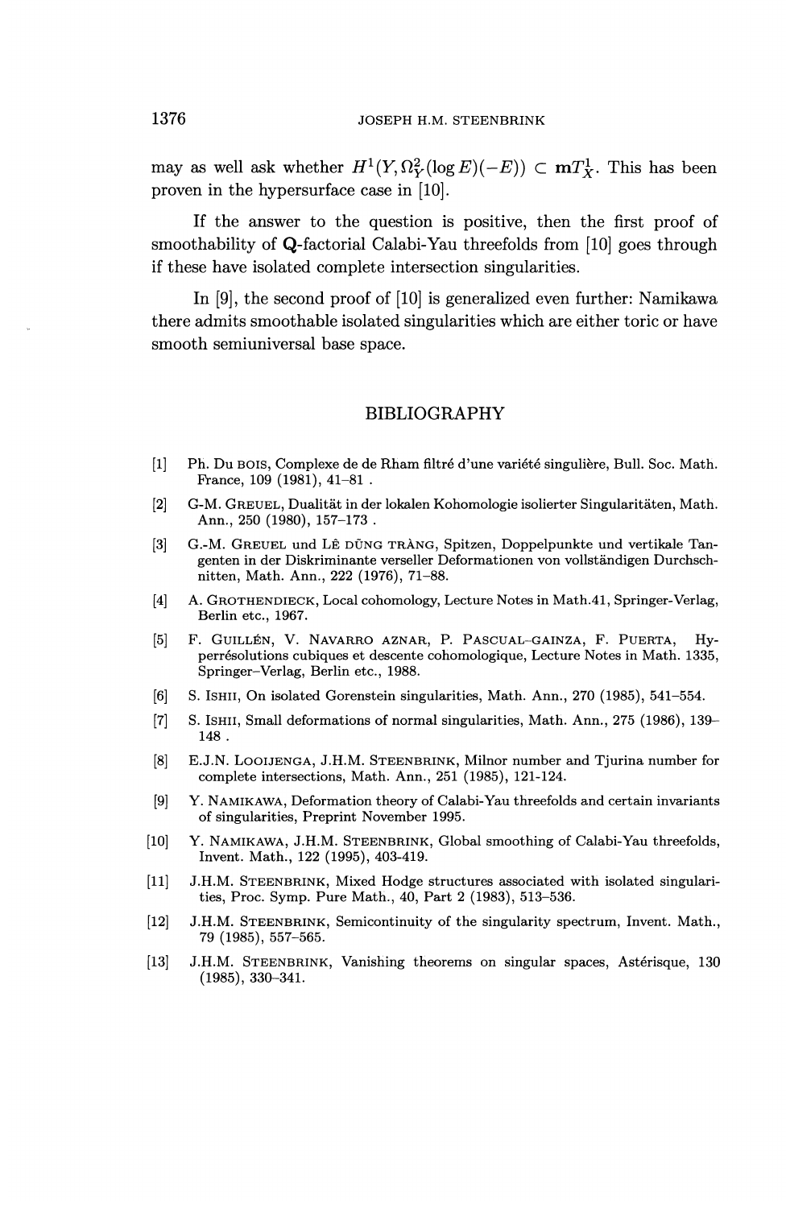may as well ask whether $H^1(Y, \Omega^2_Y(\log E)(-E)) \subset \mathbf{m}T^1_X$. This has been proven in the hypersurface case in [10].

If the answer to the question is positive, then the first proof of smoothability of $\mathbf{Q}$-factorial Calabi-Yau threefolds from [10] goes through if these have isolated complete intersection singularities.

In [9], the second proof of [10] is generalized even further: Namikawa there admits smoothable isolated singularities which are either toric or have smooth semiuniversal base space.

## BIBLIOGRAPHY

[1] Ph. Du Bois, Complexe de de Rham filtré d'une variété singulière, Bull. Soc. Math. France, 109 (1981), 41–81 .

[2] G-M. Greuel, Dualität in der lokalen Kohomologie isolierter Singularitäten, Math. Ann., 250 (1980), 157–173 .

[3] G.-M. Greuel und Lê Dũng Tràng, Spitzen, Doppelpunkte und vertikale Tangenten in der Diskriminante verseller Deformationen von vollständigen Durchschnitten, Math. Ann., 222 (1976), 71–88.

[4] A. Grothendieck, Local cohomology, Lecture Notes in Math.41, Springer-Verlag, Berlin etc., 1967.

[5] F. Guillén, V. Navarro Aznar, P. Pascual-Gainza, F. Puerta, Hyperrésolutions cubiques et descente cohomologique, Lecture Notes in Math. 1335, Springer–Verlag, Berlin etc., 1988.

[6] S. Ishii, On isolated Gorenstein singularities, Math. Ann., 270 (1985), 541–554.

[7] S. Ishii, Small deformations of normal singularities, Math. Ann., 275 (1986), 139–148 .

[8] E.J.N. Looijenga, J.H.M. Steenbrink, Milnor number and Tjurina number for complete intersections, Math. Ann., 251 (1985), 121-124.

[9] Y. Namikawa, Deformation theory of Calabi-Yau threefolds and certain invariants of singularities, Preprint November 1995.

[10] Y. Namikawa, J.H.M. Steenbrink, Global smoothing of Calabi-Yau threefolds, Invent. Math., 122 (1995), 403-419.

[11] J.H.M. Steenbrink, Mixed Hodge structures associated with isolated singularities, Proc. Symp. Pure Math., 40, Part 2 (1983), 513–536.

[12] J.H.M. Steenbrink, Semicontinuity of the singularity spectrum, Invent. Math., 79 (1985), 557–565.

[13] J.H.M. Steenbrink, Vanishing theorems on singular spaces, Astérisque, 130 (1985), 330–341.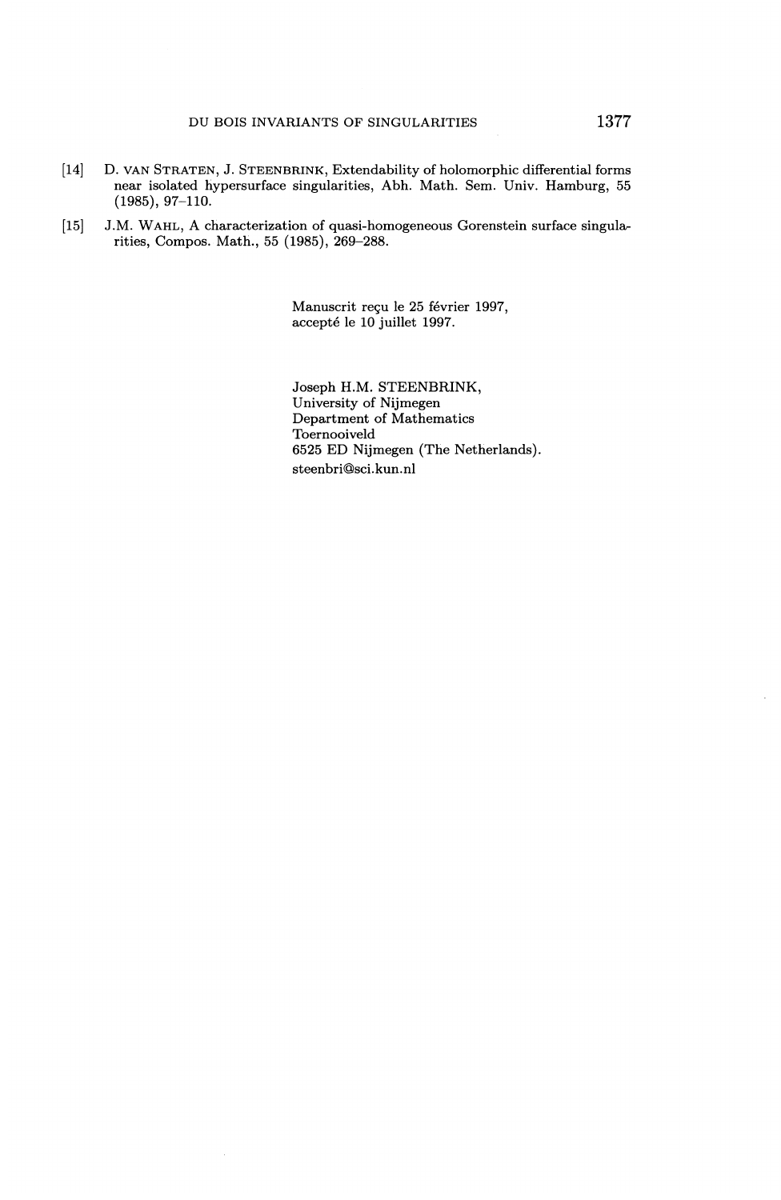[14] D. VAN STRATEN, J. STEENBRINK, Extendability of holomorphic differential forms near isolated hypersurface singularities, Abh. Math. Sem. Univ. Hamburg, 55 (1985), 97–110.

[15] J.M. WAHL, A characterization of quasi-homogeneous Gorenstein surface singularities, Compos. Math., 55 (1985), 269–288.

Manuscrit reçu le 25 février 1997,
accepté le 10 juillet 1997.

Joseph H.M. STEENBRINK,
University of Nijmegen
Department of Mathematics
Toernooiveld
6525 ED Nijmegen (The Netherlands).
steenbri@sci.kun.nl